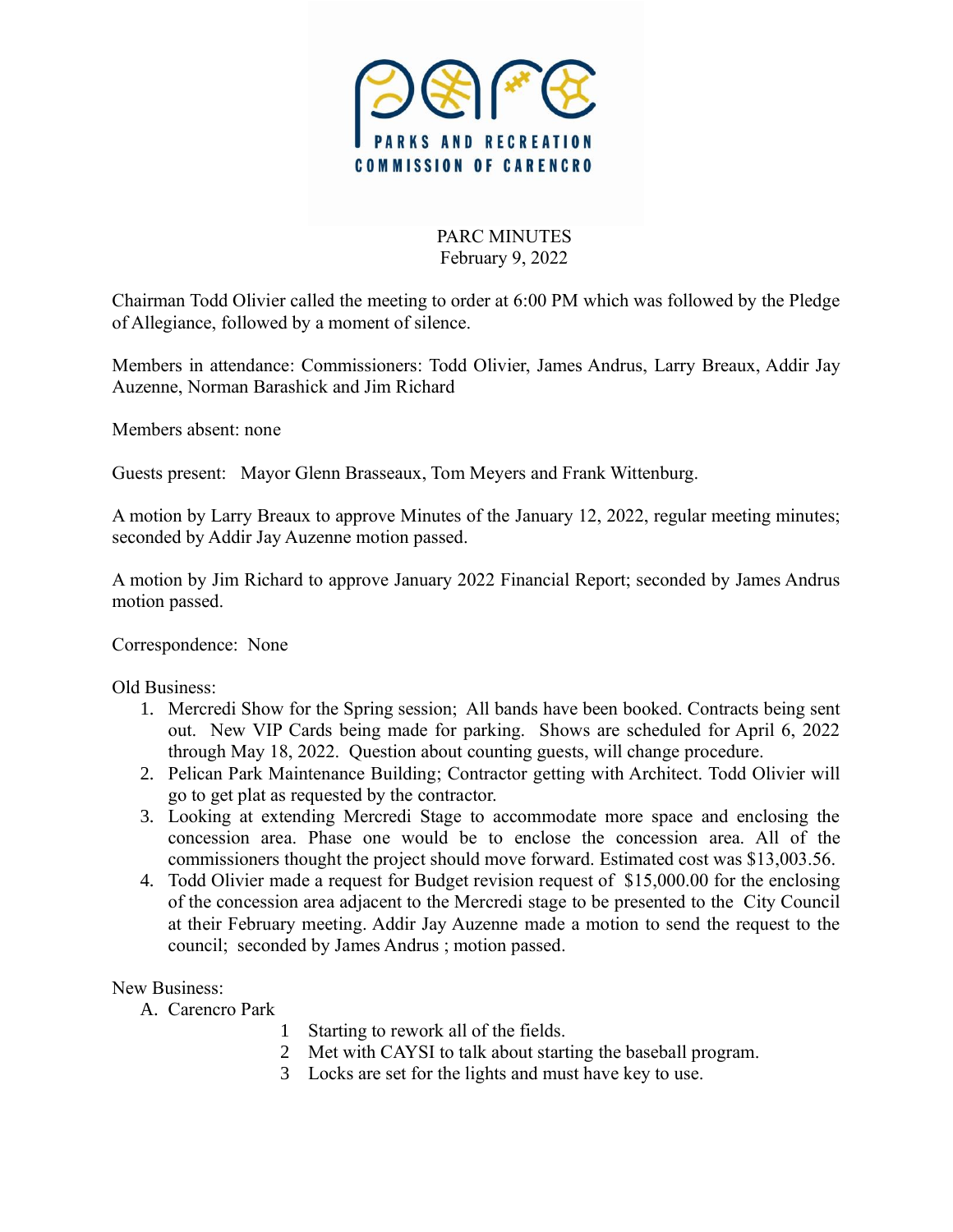PARKS AND RECREATION COMMISSION OF CARENCRO

# PARC MINUTES
February 9, 2022

Chairman Todd Olivier called the meeting to order at 6:00 PM which was followed by the Pledge of Allegiance, followed by a moment of silence.

Members in attendance: Commissioners: Todd Olivier, James Andrus, Larry Breaux, Addir Jay Auzenne, Norman Barashick and Jim Richard

Members absent: none

Guests present: Mayor Glenn Brasseaux, Tom Meyers and Frank Wittenburg.

A motion by Larry Breaux to approve Minutes of the January 12, 2022, regular meeting minutes; seconded by Addir Jay Auzenne motion passed.

A motion by Jim Richard to approve January 2022 Financial Report; seconded by James Andrus motion passed.

Correspondence: None

Old Business:

1. Mercredi Show for the Spring session; All bands have been booked. Contracts being sent out. New VIP Cards being made for parking. Shows are scheduled for April 6, 2022 through May 18, 2022. Question about counting guests, will change procedure.
2. Pelican Park Maintenance Building; Contractor getting with Architect. Todd Olivier will go to get plat as requested by the contractor.
3. Looking at extending Mercredi Stage to accommodate more space and enclosing the concession area. Phase one would be to enclose the concession area. All of the commissioners thought the project should move forward. Estimated cost was $13,003.56.
4. Todd Olivier made a request for Budget revision request of $15,000.00 for the enclosing of the concession area adjacent to the Mercredi stage to be presented to the City Council at their February meeting. Addir Jay Auzenne made a motion to send the request to the council; seconded by James Andrus ; motion passed.

New Business:

A. Carencro Park
   1. Starting to rework all of the fields.
   2. Met with CAYSI to talk about starting the baseball program.
   3. Locks are set for the lights and must have key to use.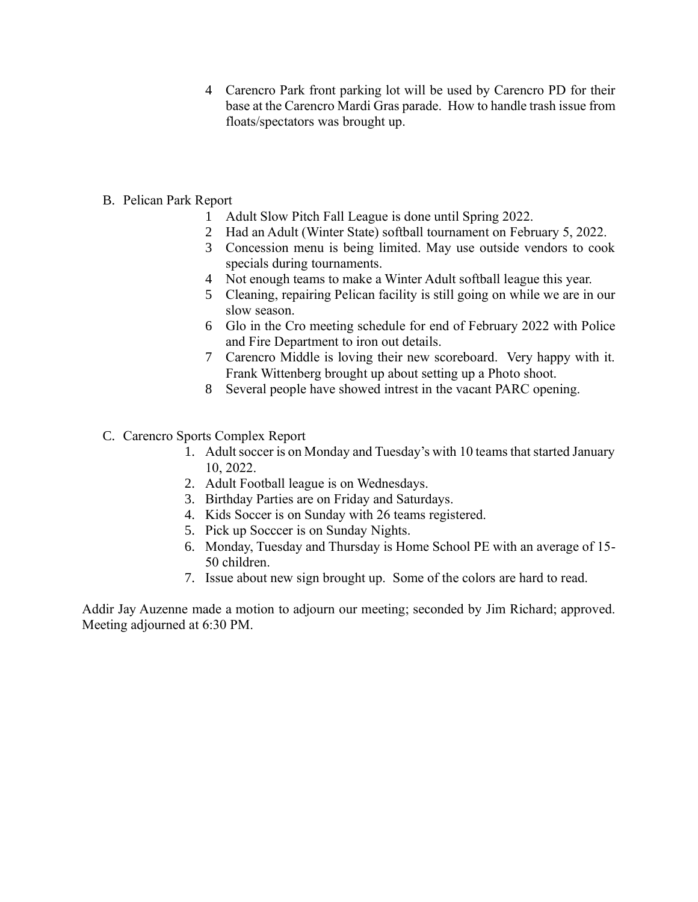4 Carencro Park front parking lot will be used by Carencro PD for their base at the Carencro Mardi Gras parade. How to handle trash issue from floats/spectators was brought up.

B. Pelican Park Report

1 Adult Slow Pitch Fall League is done until Spring 2022.
2 Had an Adult (Winter State) softball tournament on February 5, 2022.
3 Concession menu is being limited. May use outside vendors to cook specials during tournaments.
4 Not enough teams to make a Winter Adult softball league this year.
5 Cleaning, repairing Pelican facility is still going on while we are in our slow season.
6 Glo in the Cro meeting schedule for end of February 2022 with Police and Fire Department to iron out details.
7 Carencro Middle is loving their new scoreboard. Very happy with it. Frank Wittenberg brought up about setting up a Photo shoot.
8 Several people have showed intrest in the vacant PARC opening.

C. Carencro Sports Complex Report

1. Adult soccer is on Monday and Tuesday's with 10 teams that started January 10, 2022.
2. Adult Football league is on Wednesdays.
3. Birthday Parties are on Friday and Saturdays.
4. Kids Soccer is on Sunday with 26 teams registered.
5. Pick up Socccer is on Sunday Nights.
6. Monday, Tuesday and Thursday is Home School PE with an average of 15-50 children.
7. Issue about new sign brought up. Some of the colors are hard to read.

Addir Jay Auzenne made a motion to adjourn our meeting; seconded by Jim Richard; approved. Meeting adjourned at 6:30 PM.